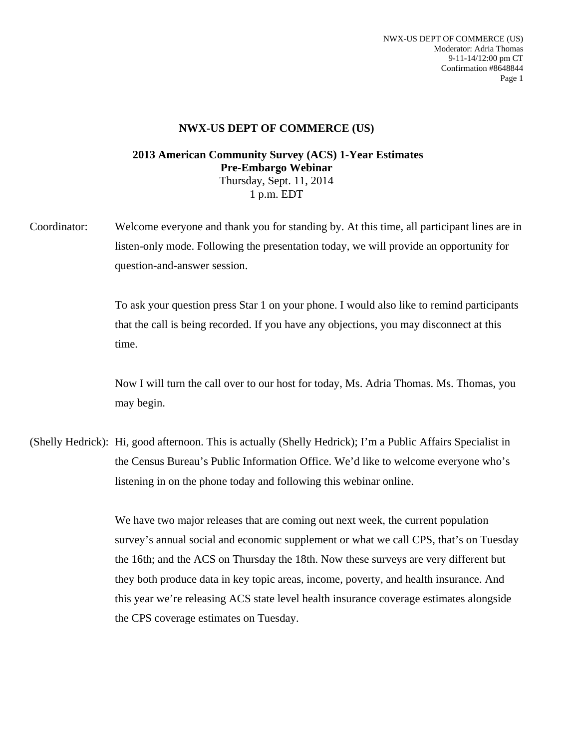# NWX-US DEPT OF COMMERCE (US)

**2013 American Community Survey (ACS) 1-Year Estimates**
**Pre-Embargo Webinar**
Thursday, Sept. 11, 2014
1 p.m. EDT

Coordinator: Welcome everyone and thank you for standing by. At this time, all participant lines are in listen-only mode. Following the presentation today, we will provide an opportunity for question-and-answer session.

To ask your question press Star 1 on your phone. I would also like to remind participants that the call is being recorded. If you have any objections, you may disconnect at this time.

Now I will turn the call over to our host for today, Ms. Adria Thomas. Ms. Thomas, you may begin.

(Shelly Hedrick): Hi, good afternoon. This is actually (Shelly Hedrick); I'm a Public Affairs Specialist in the Census Bureau's Public Information Office. We'd like to welcome everyone who's listening in on the phone today and following this webinar online.

We have two major releases that are coming out next week, the current population survey's annual social and economic supplement or what we call CPS, that's on Tuesday the 16th; and the ACS on Thursday the 18th. Now these surveys are very different but they both produce data in key topic areas, income, poverty, and health insurance. And this year we're releasing ACS state level health insurance coverage estimates alongside the CPS coverage estimates on Tuesday.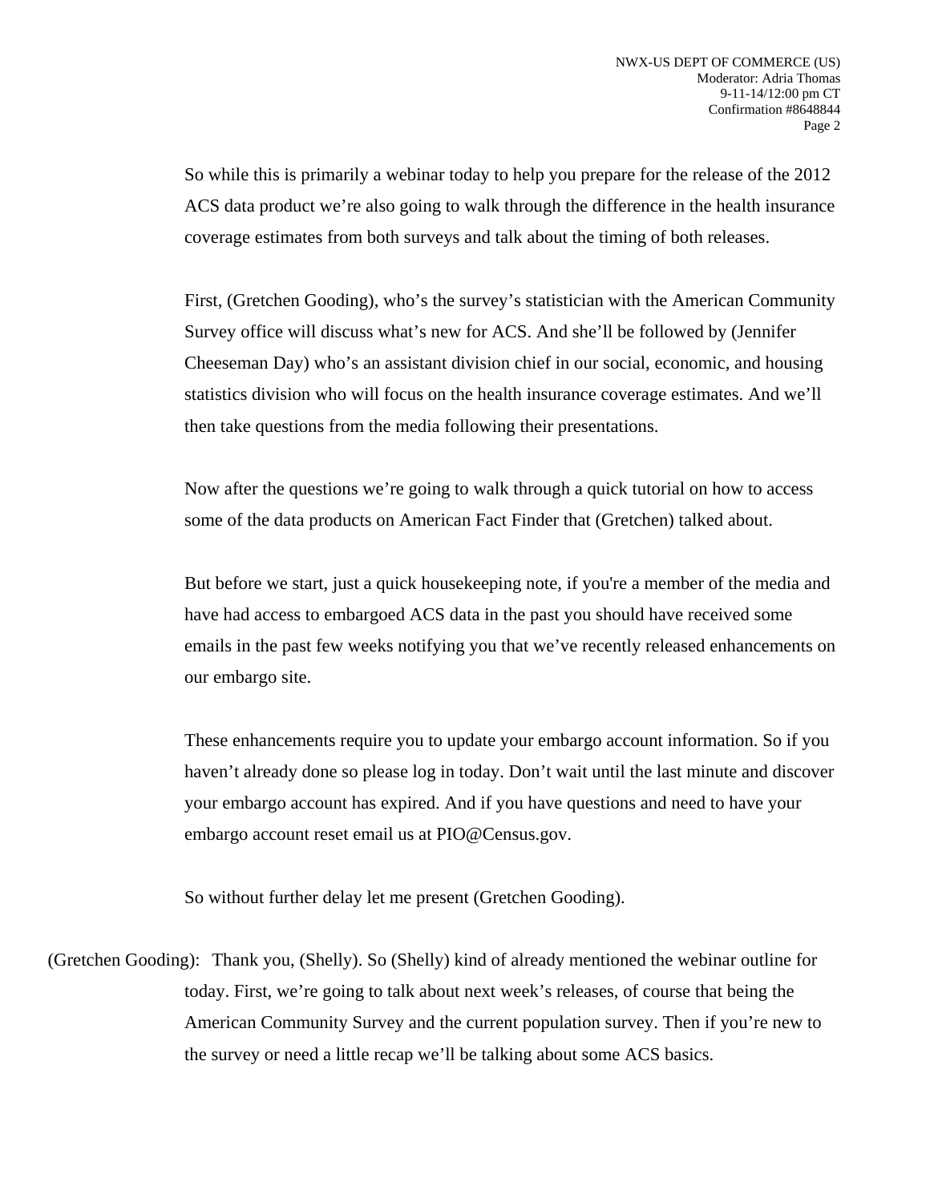So while this is primarily a webinar today to help you prepare for the release of the 2012 ACS data product we're also going to walk through the difference in the health insurance coverage estimates from both surveys and talk about the timing of both releases.

First, (Gretchen Gooding), who's the survey's statistician with the American Community Survey office will discuss what's new for ACS. And she'll be followed by (Jennifer Cheeseman Day) who's an assistant division chief in our social, economic, and housing statistics division who will focus on the health insurance coverage estimates. And we'll then take questions from the media following their presentations.

Now after the questions we're going to walk through a quick tutorial on how to access some of the data products on American Fact Finder that (Gretchen) talked about.

But before we start, just a quick housekeeping note, if you're a member of the media and have had access to embargoed ACS data in the past you should have received some emails in the past few weeks notifying you that we've recently released enhancements on our embargo site.

These enhancements require you to update your embargo account information. So if you haven't already done so please log in today. Don't wait until the last minute and discover your embargo account has expired. And if you have questions and need to have your embargo account reset email us at PIO@Census.gov.

So without further delay let me present (Gretchen Gooding).

(Gretchen Gooding): Thank you, (Shelly). So (Shelly) kind of already mentioned the webinar outline for today. First, we're going to talk about next week's releases, of course that being the American Community Survey and the current population survey. Then if you're new to the survey or need a little recap we'll be talking about some ACS basics.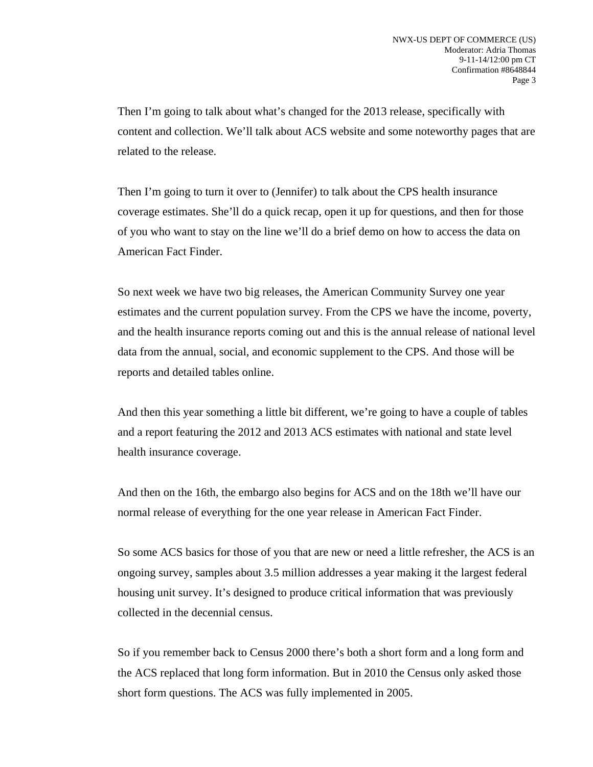Then I'm going to talk about what's changed for the 2013 release, specifically with content and collection. We'll talk about ACS website and some noteworthy pages that are related to the release.

Then I'm going to turn it over to (Jennifer) to talk about the CPS health insurance coverage estimates. She'll do a quick recap, open it up for questions, and then for those of you who want to stay on the line we'll do a brief demo on how to access the data on American Fact Finder.

So next week we have two big releases, the American Community Survey one year estimates and the current population survey. From the CPS we have the income, poverty, and the health insurance reports coming out and this is the annual release of national level data from the annual, social, and economic supplement to the CPS. And those will be reports and detailed tables online.

And then this year something a little bit different, we're going to have a couple of tables and a report featuring the 2012 and 2013 ACS estimates with national and state level health insurance coverage.

And then on the 16th, the embargo also begins for ACS and on the 18th we'll have our normal release of everything for the one year release in American Fact Finder.

So some ACS basics for those of you that are new or need a little refresher, the ACS is an ongoing survey, samples about 3.5 million addresses a year making it the largest federal housing unit survey. It's designed to produce critical information that was previously collected in the decennial census.

So if you remember back to Census 2000 there's both a short form and a long form and the ACS replaced that long form information. But in 2010 the Census only asked those short form questions. The ACS was fully implemented in 2005.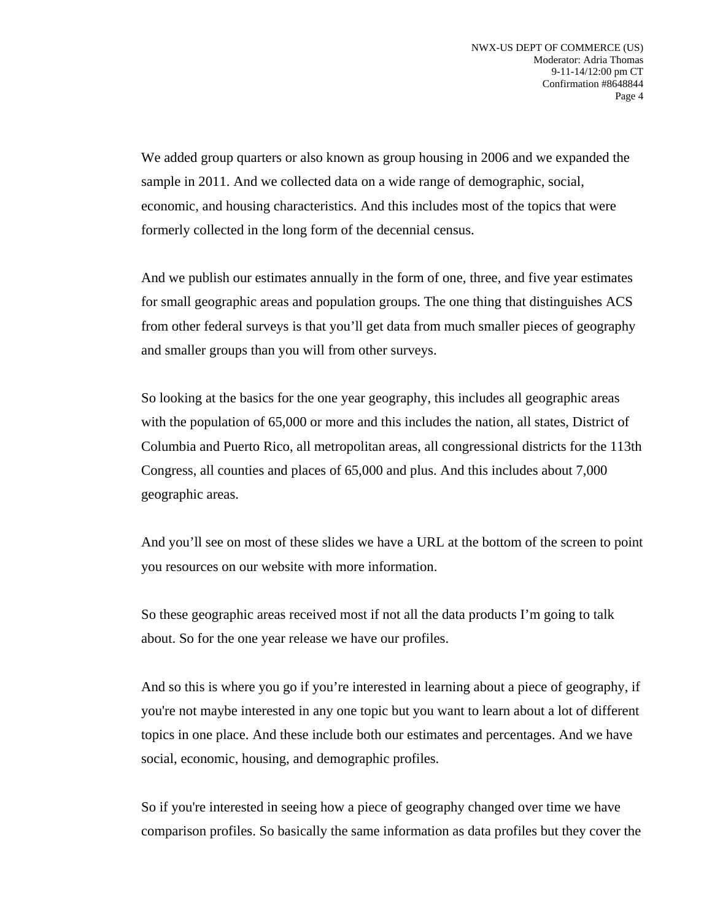We added group quarters or also known as group housing in 2006 and we expanded the sample in 2011. And we collected data on a wide range of demographic, social, economic, and housing characteristics. And this includes most of the topics that were formerly collected in the long form of the decennial census.

And we publish our estimates annually in the form of one, three, and five year estimates for small geographic areas and population groups. The one thing that distinguishes ACS from other federal surveys is that you'll get data from much smaller pieces of geography and smaller groups than you will from other surveys.

So looking at the basics for the one year geography, this includes all geographic areas with the population of 65,000 or more and this includes the nation, all states, District of Columbia and Puerto Rico, all metropolitan areas, all congressional districts for the 113th Congress, all counties and places of 65,000 and plus. And this includes about 7,000 geographic areas.

And you'll see on most of these slides we have a URL at the bottom of the screen to point you resources on our website with more information.

So these geographic areas received most if not all the data products I'm going to talk about. So for the one year release we have our profiles.

And so this is where you go if you're interested in learning about a piece of geography, if you're not maybe interested in any one topic but you want to learn about a lot of different topics in one place. And these include both our estimates and percentages. And we have social, economic, housing, and demographic profiles.

So if you're interested in seeing how a piece of geography changed over time we have comparison profiles. So basically the same information as data profiles but they cover the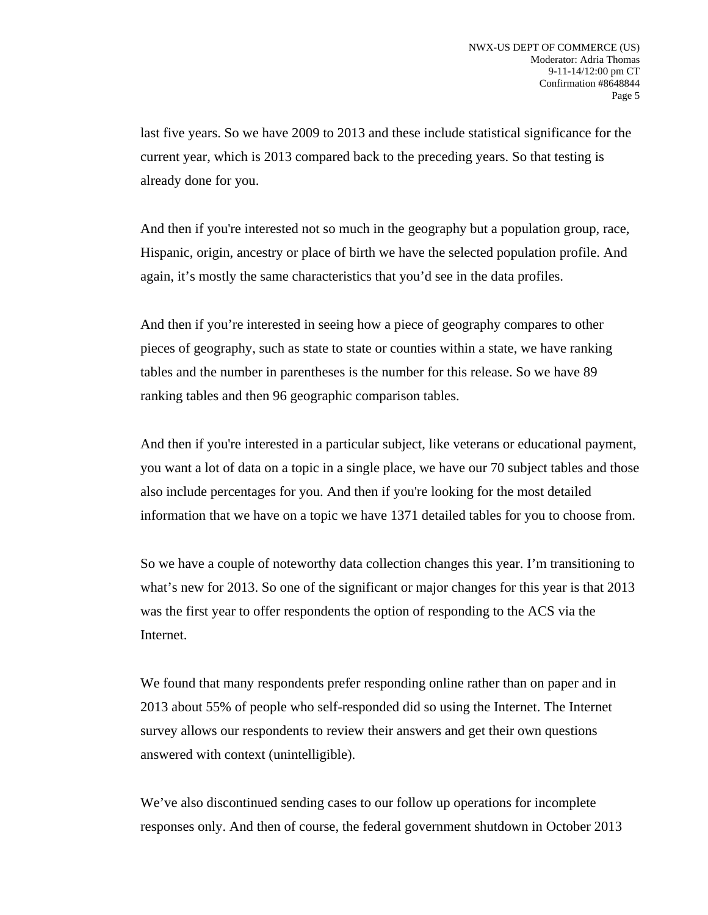last five years. So we have 2009 to 2013 and these include statistical significance for the current year, which is 2013 compared back to the preceding years. So that testing is already done for you.

And then if you're interested not so much in the geography but a population group, race, Hispanic, origin, ancestry or place of birth we have the selected population profile. And again, it’s mostly the same characteristics that you’d see in the data profiles.

And then if you’re interested in seeing how a piece of geography compares to other pieces of geography, such as state to state or counties within a state, we have ranking tables and the number in parentheses is the number for this release. So we have 89 ranking tables and then 96 geographic comparison tables.

And then if you're interested in a particular subject, like veterans or educational payment, you want a lot of data on a topic in a single place, we have our 70 subject tables and those also include percentages for you. And then if you're looking for the most detailed information that we have on a topic we have 1371 detailed tables for you to choose from.

So we have a couple of noteworthy data collection changes this year. I’m transitioning to what’s new for 2013. So one of the significant or major changes for this year is that 2013 was the first year to offer respondents the option of responding to the ACS via the Internet.

We found that many respondents prefer responding online rather than on paper and in 2013 about 55% of people who self-responded did so using the Internet. The Internet survey allows our respondents to review their answers and get their own questions answered with context (unintelligible).

We’ve also discontinued sending cases to our follow up operations for incomplete responses only. And then of course, the federal government shutdown in October 2013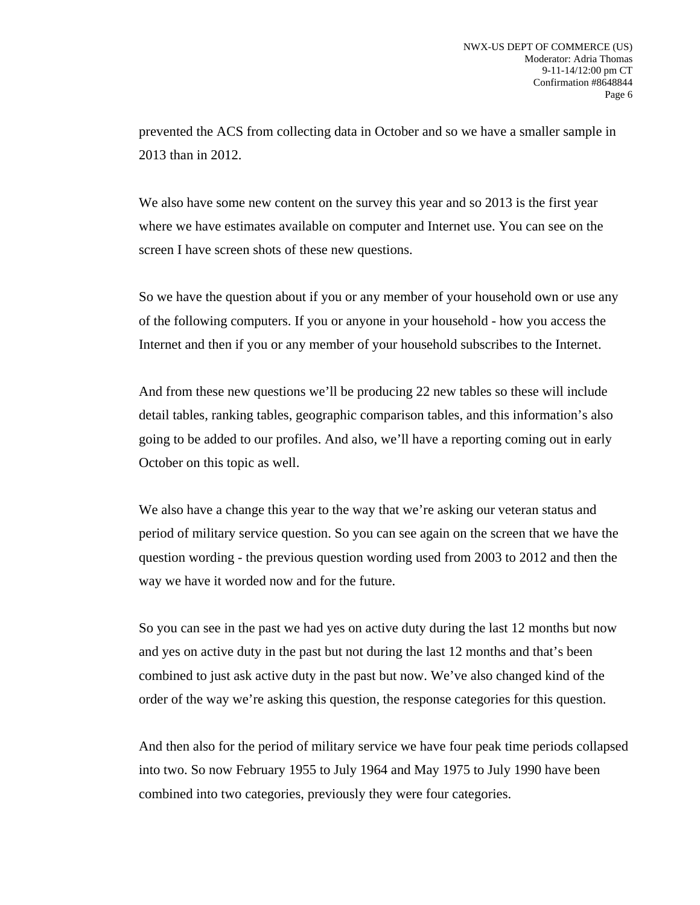prevented the ACS from collecting data in October and so we have a smaller sample in 2013 than in 2012.

We also have some new content on the survey this year and so 2013 is the first year where we have estimates available on computer and Internet use. You can see on the screen I have screen shots of these new questions.

So we have the question about if you or any member of your household own or use any of the following computers. If you or anyone in your household - how you access the Internet and then if you or any member of your household subscribes to the Internet.

And from these new questions we'll be producing 22 new tables so these will include detail tables, ranking tables, geographic comparison tables, and this information's also going to be added to our profiles. And also, we'll have a reporting coming out in early October on this topic as well.

We also have a change this year to the way that we're asking our veteran status and period of military service question. So you can see again on the screen that we have the question wording - the previous question wording used from 2003 to 2012 and then the way we have it worded now and for the future.

So you can see in the past we had yes on active duty during the last 12 months but now and yes on active duty in the past but not during the last 12 months and that's been combined to just ask active duty in the past but now. We've also changed kind of the order of the way we're asking this question, the response categories for this question.

And then also for the period of military service we have four peak time periods collapsed into two. So now February 1955 to July 1964 and May 1975 to July 1990 have been combined into two categories, previously they were four categories.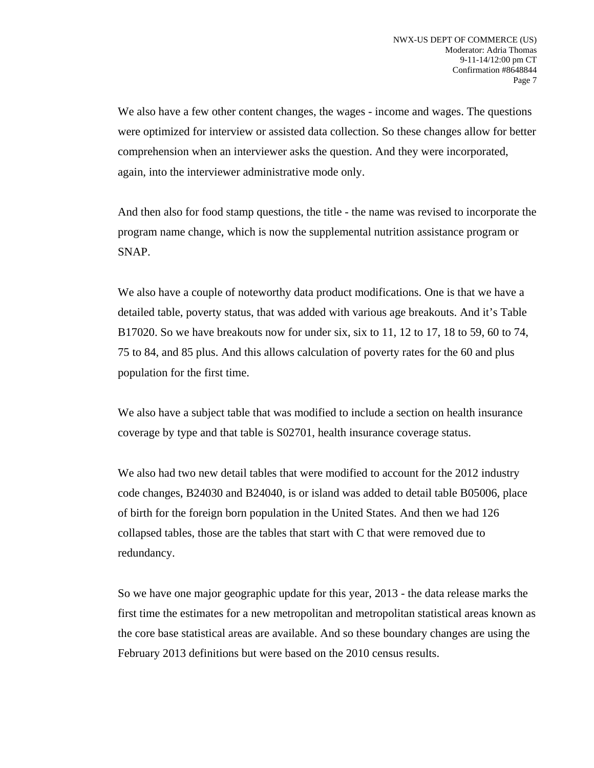We also have a few other content changes, the wages - income and wages. The questions were optimized for interview or assisted data collection. So these changes allow for better comprehension when an interviewer asks the question. And they were incorporated, again, into the interviewer administrative mode only.

And then also for food stamp questions, the title - the name was revised to incorporate the program name change, which is now the supplemental nutrition assistance program or SNAP.

We also have a couple of noteworthy data product modifications. One is that we have a detailed table, poverty status, that was added with various age breakouts. And it's Table B17020. So we have breakouts now for under six, six to 11, 12 to 17, 18 to 59, 60 to 74, 75 to 84, and 85 plus. And this allows calculation of poverty rates for the 60 and plus population for the first time.

We also have a subject table that was modified to include a section on health insurance coverage by type and that table is S02701, health insurance coverage status.

We also had two new detail tables that were modified to account for the 2012 industry code changes, B24030 and B24040, is or island was added to detail table B05006, place of birth for the foreign born population in the United States. And then we had 126 collapsed tables, those are the tables that start with C that were removed due to redundancy.

So we have one major geographic update for this year, 2013 - the data release marks the first time the estimates for a new metropolitan and metropolitan statistical areas known as the core base statistical areas are available. And so these boundary changes are using the February 2013 definitions but were based on the 2010 census results.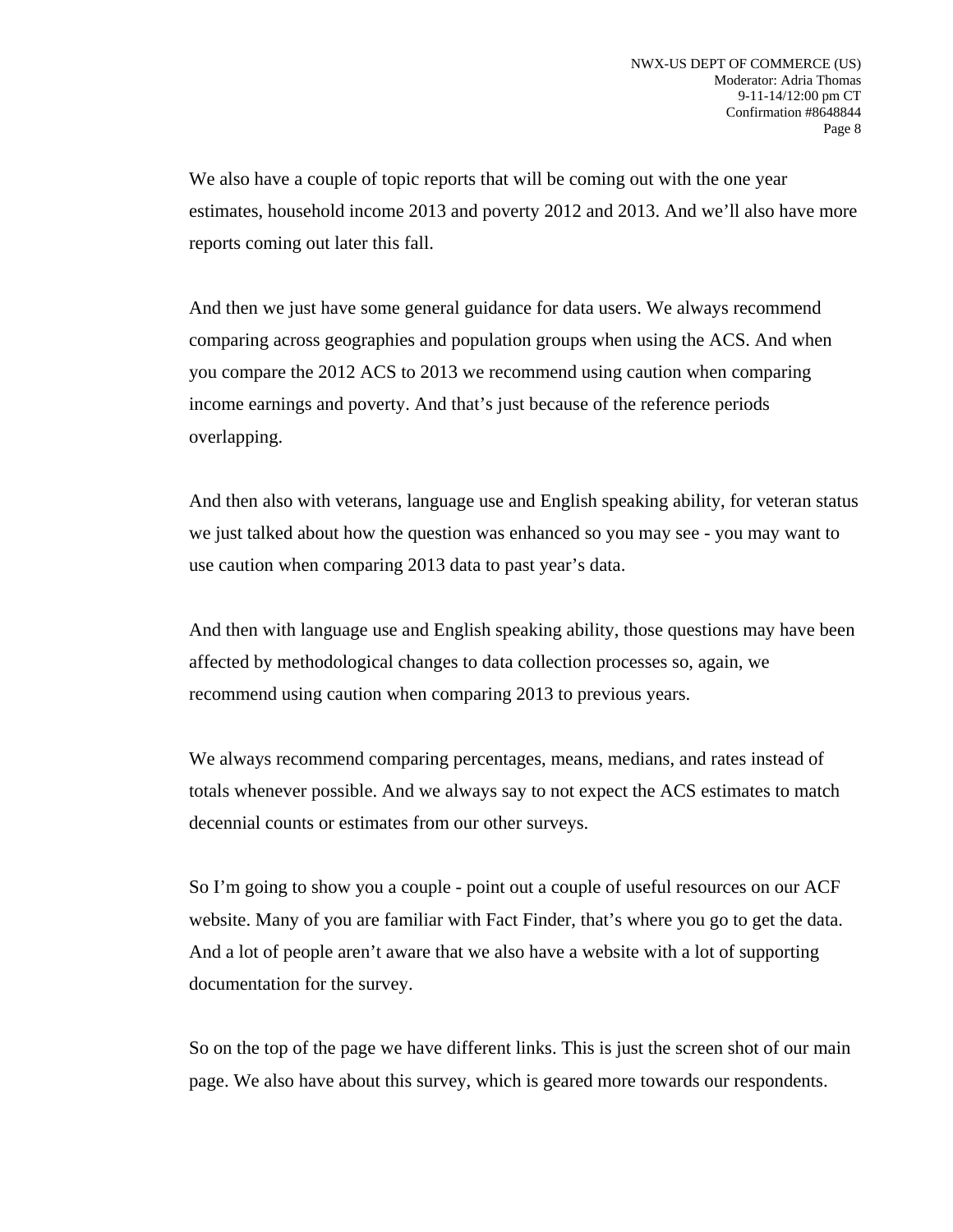We also have a couple of topic reports that will be coming out with the one year estimates, household income 2013 and poverty 2012 and 2013. And we'll also have more reports coming out later this fall.

And then we just have some general guidance for data users. We always recommend comparing across geographies and population groups when using the ACS. And when you compare the 2012 ACS to 2013 we recommend using caution when comparing income earnings and poverty. And that's just because of the reference periods overlapping.

And then also with veterans, language use and English speaking ability, for veteran status we just talked about how the question was enhanced so you may see - you may want to use caution when comparing 2013 data to past year's data.

And then with language use and English speaking ability, those questions may have been affected by methodological changes to data collection processes so, again, we recommend using caution when comparing 2013 to previous years.

We always recommend comparing percentages, means, medians, and rates instead of totals whenever possible. And we always say to not expect the ACS estimates to match decennial counts or estimates from our other surveys.

So I'm going to show you a couple - point out a couple of useful resources on our ACF website. Many of you are familiar with Fact Finder, that's where you go to get the data. And a lot of people aren't aware that we also have a website with a lot of supporting documentation for the survey.

So on the top of the page we have different links. This is just the screen shot of our main page. We also have about this survey, which is geared more towards our respondents.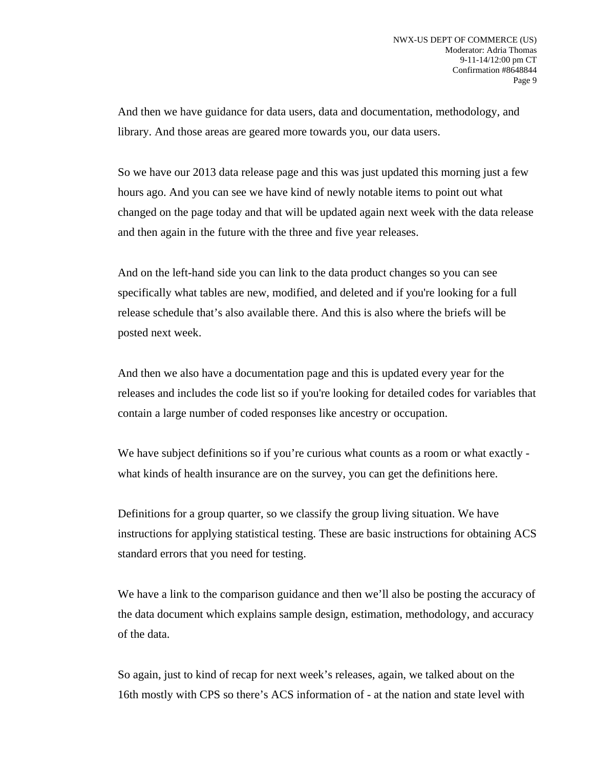And then we have guidance for data users, data and documentation, methodology, and library. And those areas are geared more towards you, our data users.

So we have our 2013 data release page and this was just updated this morning just a few hours ago. And you can see we have kind of newly notable items to point out what changed on the page today and that will be updated again next week with the data release and then again in the future with the three and five year releases.

And on the left-hand side you can link to the data product changes so you can see specifically what tables are new, modified, and deleted and if you're looking for a full release schedule that's also available there. And this is also where the briefs will be posted next week.

And then we also have a documentation page and this is updated every year for the releases and includes the code list so if you're looking for detailed codes for variables that contain a large number of coded responses like ancestry or occupation.

We have subject definitions so if you're curious what counts as a room or what exactly - what kinds of health insurance are on the survey, you can get the definitions here.

Definitions for a group quarter, so we classify the group living situation. We have instructions for applying statistical testing. These are basic instructions for obtaining ACS standard errors that you need for testing.

We have a link to the comparison guidance and then we'll also be posting the accuracy of the data document which explains sample design, estimation, methodology, and accuracy of the data.

So again, just to kind of recap for next week's releases, again, we talked about on the 16th mostly with CPS so there's ACS information of - at the nation and state level with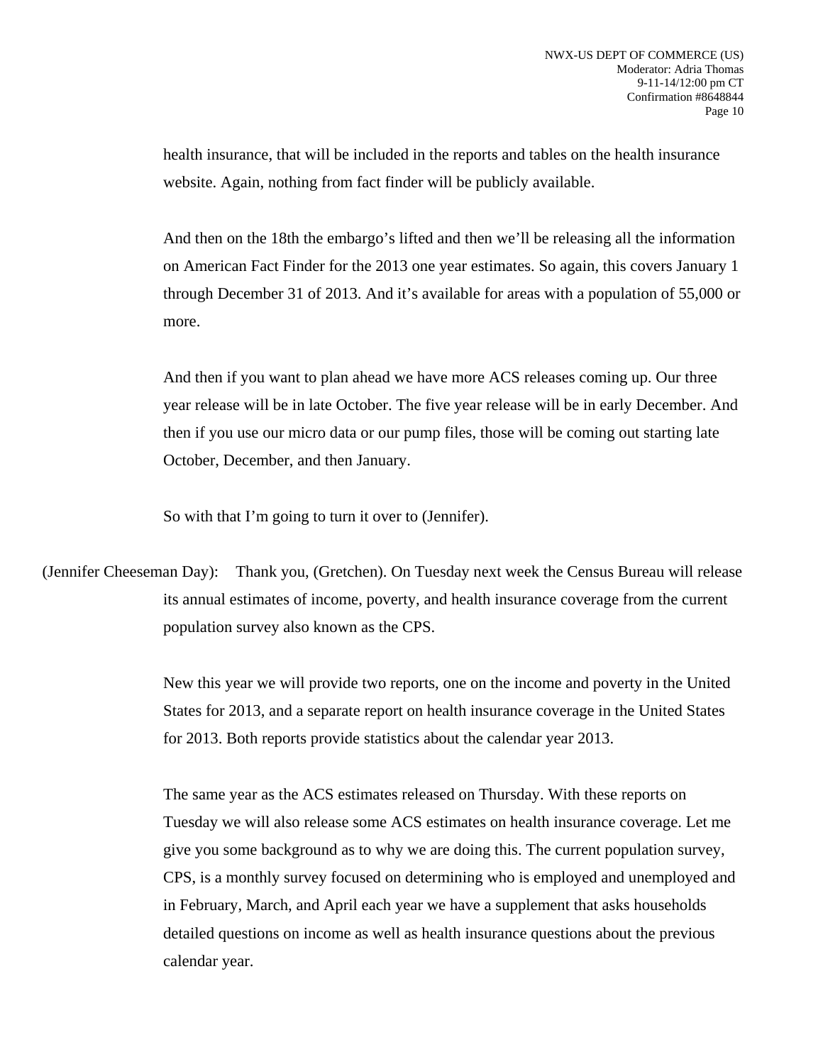health insurance, that will be included in the reports and tables on the health insurance website. Again, nothing from fact finder will be publicly available.

And then on the 18th the embargo's lifted and then we'll be releasing all the information on American Fact Finder for the 2013 one year estimates. So again, this covers January 1 through December 31 of 2013. And it's available for areas with a population of 55,000 or more.

And then if you want to plan ahead we have more ACS releases coming up. Our three year release will be in late October. The five year release will be in early December. And then if you use our micro data or our pump files, those will be coming out starting late October, December, and then January.

So with that I'm going to turn it over to (Jennifer).

(Jennifer Cheeseman Day): Thank you, (Gretchen). On Tuesday next week the Census Bureau will release its annual estimates of income, poverty, and health insurance coverage from the current population survey also known as the CPS.

New this year we will provide two reports, one on the income and poverty in the United States for 2013, and a separate report on health insurance coverage in the United States for 2013. Both reports provide statistics about the calendar year 2013.

The same year as the ACS estimates released on Thursday. With these reports on Tuesday we will also release some ACS estimates on health insurance coverage. Let me give you some background as to why we are doing this. The current population survey, CPS, is a monthly survey focused on determining who is employed and unemployed and in February, March, and April each year we have a supplement that asks households detailed questions on income as well as health insurance questions about the previous calendar year.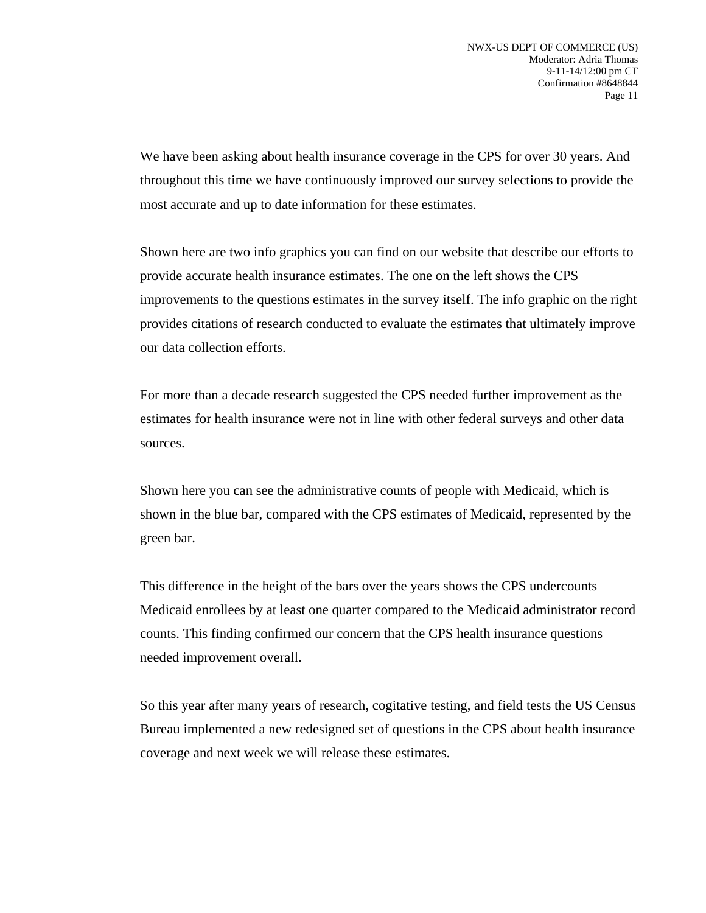We have been asking about health insurance coverage in the CPS for over 30 years. And throughout this time we have continuously improved our survey selections to provide the most accurate and up to date information for these estimates.

Shown here are two info graphics you can find on our website that describe our efforts to provide accurate health insurance estimates. The one on the left shows the CPS improvements to the questions estimates in the survey itself. The info graphic on the right provides citations of research conducted to evaluate the estimates that ultimately improve our data collection efforts.

For more than a decade research suggested the CPS needed further improvement as the estimates for health insurance were not in line with other federal surveys and other data sources.

Shown here you can see the administrative counts of people with Medicaid, which is shown in the blue bar, compared with the CPS estimates of Medicaid, represented by the green bar.

This difference in the height of the bars over the years shows the CPS undercounts Medicaid enrollees by at least one quarter compared to the Medicaid administrator record counts. This finding confirmed our concern that the CPS health insurance questions needed improvement overall.

So this year after many years of research, cogitative testing, and field tests the US Census Bureau implemented a new redesigned set of questions in the CPS about health insurance coverage and next week we will release these estimates.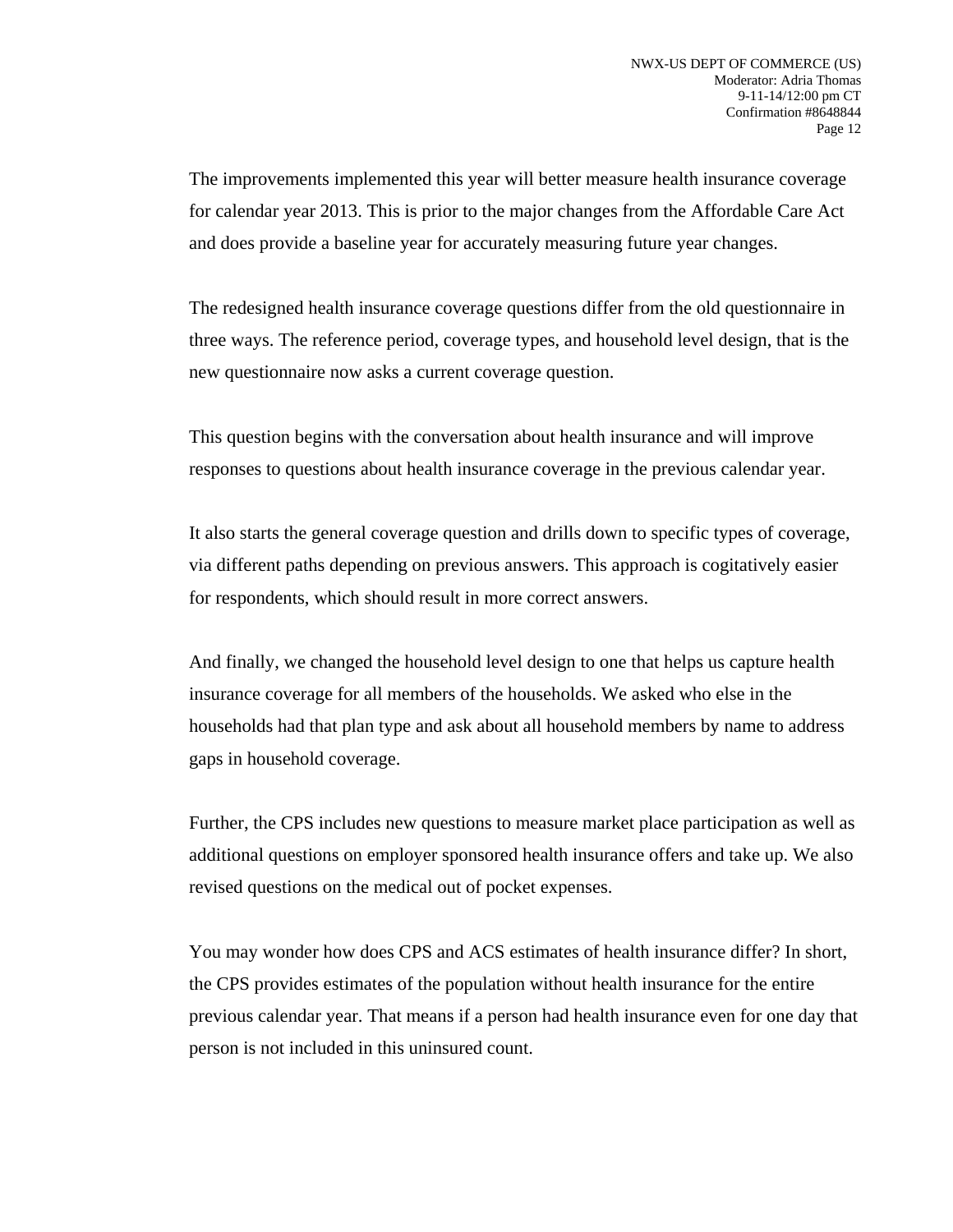The improvements implemented this year will better measure health insurance coverage for calendar year 2013. This is prior to the major changes from the Affordable Care Act and does provide a baseline year for accurately measuring future year changes.

The redesigned health insurance coverage questions differ from the old questionnaire in three ways. The reference period, coverage types, and household level design, that is the new questionnaire now asks a current coverage question.

This question begins with the conversation about health insurance and will improve responses to questions about health insurance coverage in the previous calendar year.

It also starts the general coverage question and drills down to specific types of coverage, via different paths depending on previous answers. This approach is cogitatively easier for respondents, which should result in more correct answers.

And finally, we changed the household level design to one that helps us capture health insurance coverage for all members of the households. We asked who else in the households had that plan type and ask about all household members by name to address gaps in household coverage.

Further, the CPS includes new questions to measure market place participation as well as additional questions on employer sponsored health insurance offers and take up. We also revised questions on the medical out of pocket expenses.

You may wonder how does CPS and ACS estimates of health insurance differ? In short, the CPS provides estimates of the population without health insurance for the entire previous calendar year. That means if a person had health insurance even for one day that person is not included in this uninsured count.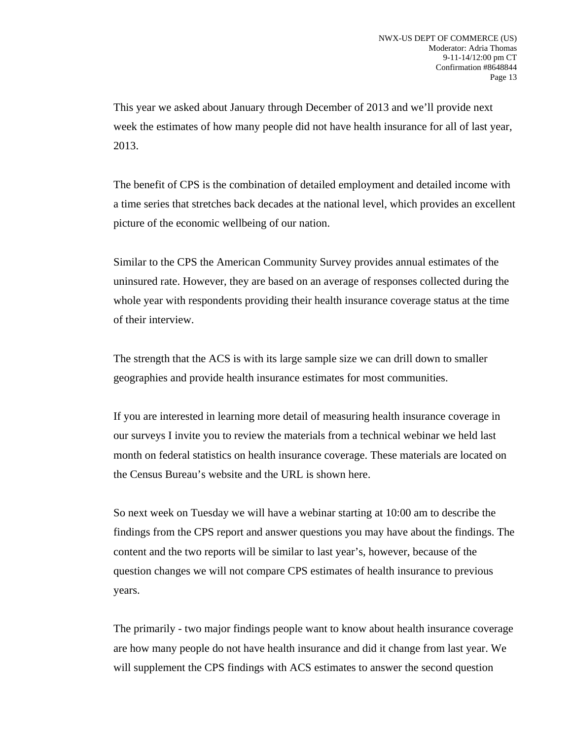This year we asked about January through December of 2013 and we'll provide next week the estimates of how many people did not have health insurance for all of last year, 2013.

The benefit of CPS is the combination of detailed employment and detailed income with a time series that stretches back decades at the national level, which provides an excellent picture of the economic wellbeing of our nation.

Similar to the CPS the American Community Survey provides annual estimates of the uninsured rate. However, they are based on an average of responses collected during the whole year with respondents providing their health insurance coverage status at the time of their interview.

The strength that the ACS is with its large sample size we can drill down to smaller geographies and provide health insurance estimates for most communities.

If you are interested in learning more detail of measuring health insurance coverage in our surveys I invite you to review the materials from a technical webinar we held last month on federal statistics on health insurance coverage. These materials are located on the Census Bureau's website and the URL is shown here.

So next week on Tuesday we will have a webinar starting at 10:00 am to describe the findings from the CPS report and answer questions you may have about the findings. The content and the two reports will be similar to last year's, however, because of the question changes we will not compare CPS estimates of health insurance to previous years.

The primarily - two major findings people want to know about health insurance coverage are how many people do not have health insurance and did it change from last year. We will supplement the CPS findings with ACS estimates to answer the second question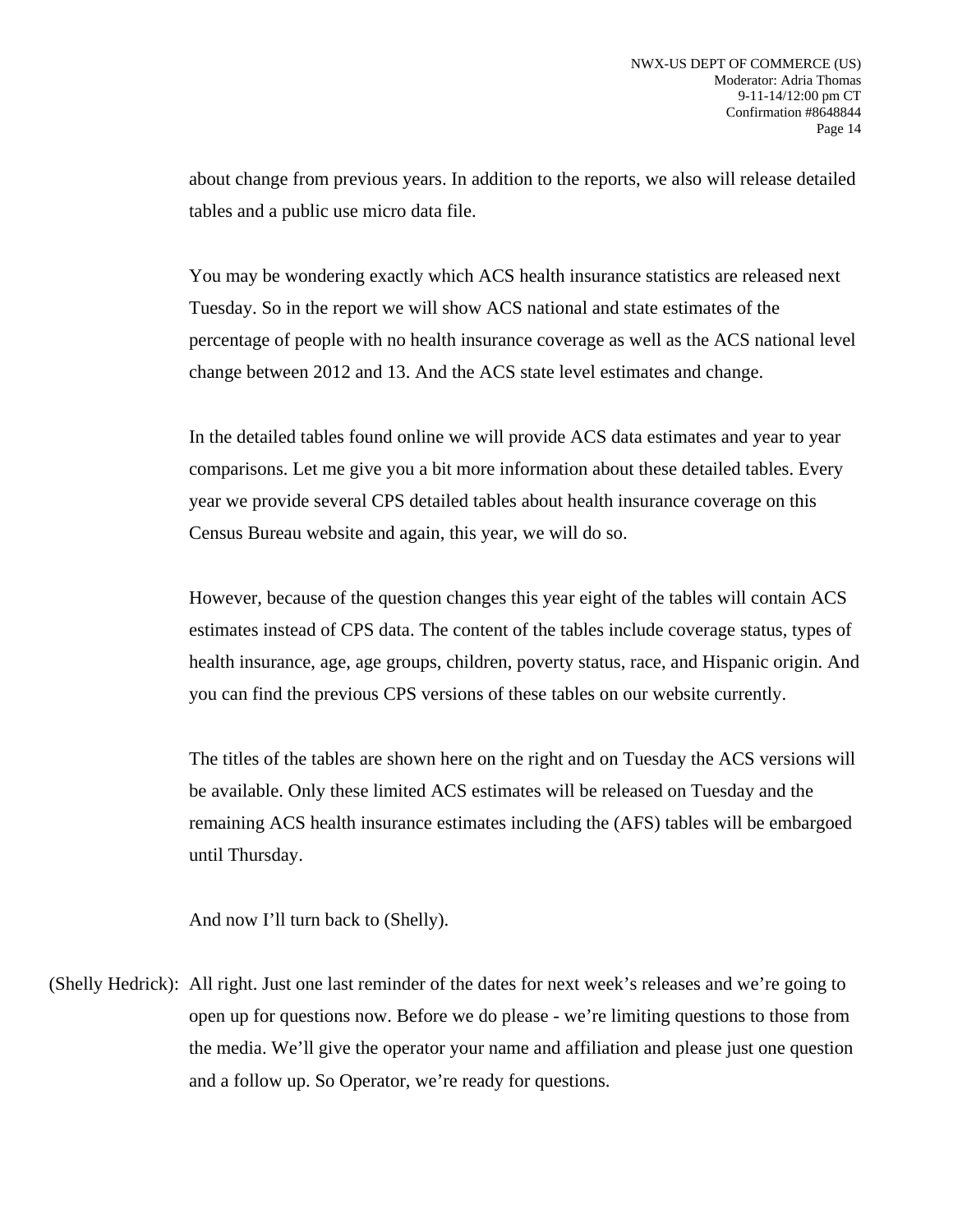about change from previous years. In addition to the reports, we also will release detailed tables and a public use micro data file.

You may be wondering exactly which ACS health insurance statistics are released next Tuesday. So in the report we will show ACS national and state estimates of the percentage of people with no health insurance coverage as well as the ACS national level change between 2012 and 13. And the ACS state level estimates and change.

In the detailed tables found online we will provide ACS data estimates and year to year comparisons. Let me give you a bit more information about these detailed tables. Every year we provide several CPS detailed tables about health insurance coverage on this Census Bureau website and again, this year, we will do so.

However, because of the question changes this year eight of the tables will contain ACS estimates instead of CPS data. The content of the tables include coverage status, types of health insurance, age, age groups, children, poverty status, race, and Hispanic origin. And you can find the previous CPS versions of these tables on our website currently.

The titles of the tables are shown here on the right and on Tuesday the ACS versions will be available. Only these limited ACS estimates will be released on Tuesday and the remaining ACS health insurance estimates including the (AFS) tables will be embargoed until Thursday.

And now I'll turn back to (Shelly).

(Shelly Hedrick): All right. Just one last reminder of the dates for next week's releases and we're going to open up for questions now. Before we do please - we're limiting questions to those from the media. We'll give the operator your name and affiliation and please just one question and a follow up. So Operator, we're ready for questions.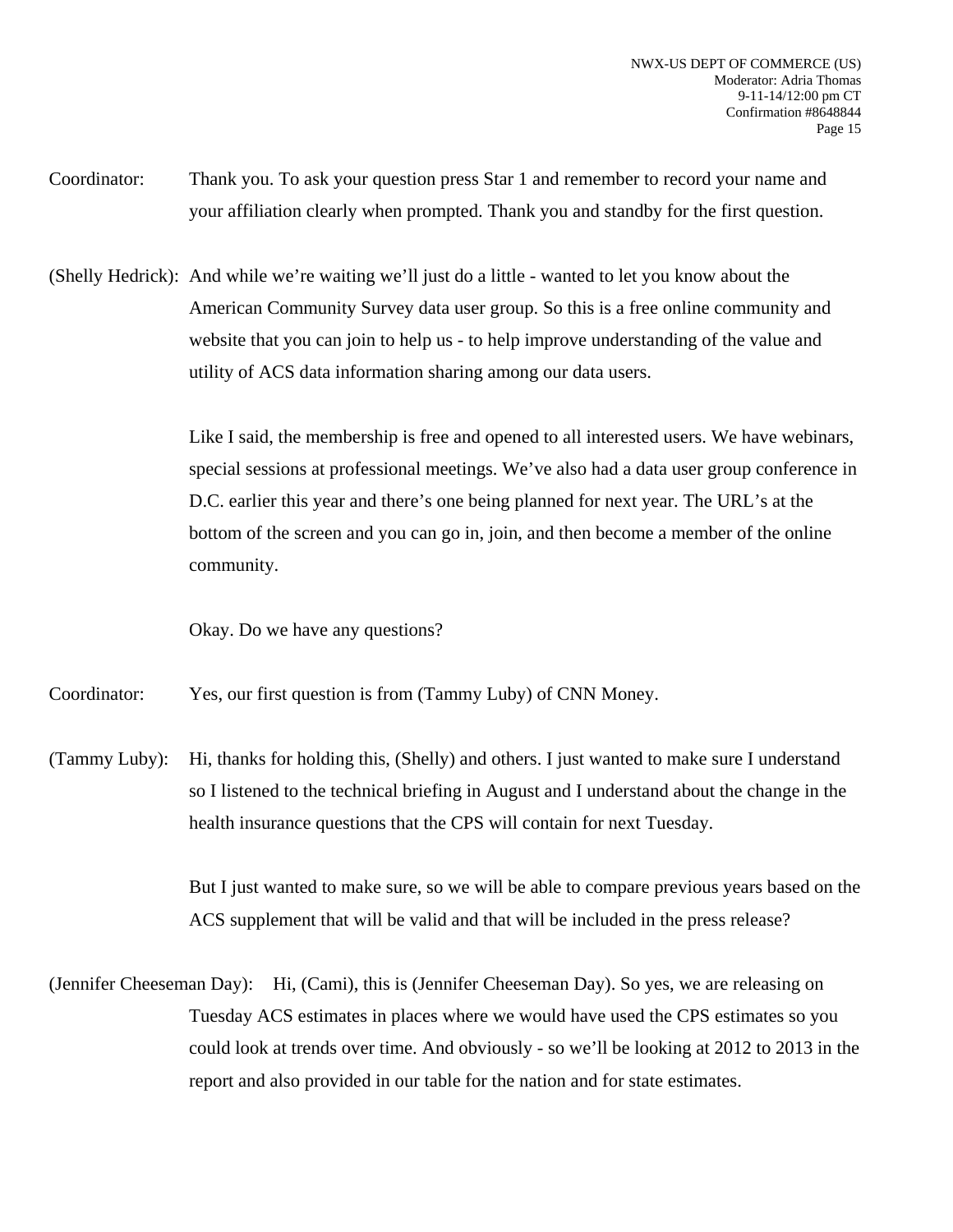Coordinator: Thank you. To ask your question press Star 1 and remember to record your name and your affiliation clearly when prompted. Thank you and standby for the first question.

(Shelly Hedrick): And while we're waiting we'll just do a little - wanted to let you know about the American Community Survey data user group. So this is a free online community and website that you can join to help us - to help improve understanding of the value and utility of ACS data information sharing among our data users.

Like I said, the membership is free and opened to all interested users. We have webinars, special sessions at professional meetings. We've also had a data user group conference in D.C. earlier this year and there's one being planned for next year. The URL's at the bottom of the screen and you can go in, join, and then become a member of the online community.

Okay. Do we have any questions?

Coordinator: Yes, our first question is from (Tammy Luby) of CNN Money.

(Tammy Luby): Hi, thanks for holding this, (Shelly) and others. I just wanted to make sure I understand so I listened to the technical briefing in August and I understand about the change in the health insurance questions that the CPS will contain for next Tuesday.

But I just wanted to make sure, so we will be able to compare previous years based on the ACS supplement that will be valid and that will be included in the press release?

(Jennifer Cheeseman Day): Hi, (Cami), this is (Jennifer Cheeseman Day). So yes, we are releasing on Tuesday ACS estimates in places where we would have used the CPS estimates so you could look at trends over time. And obviously - so we'll be looking at 2012 to 2013 in the report and also provided in our table for the nation and for state estimates.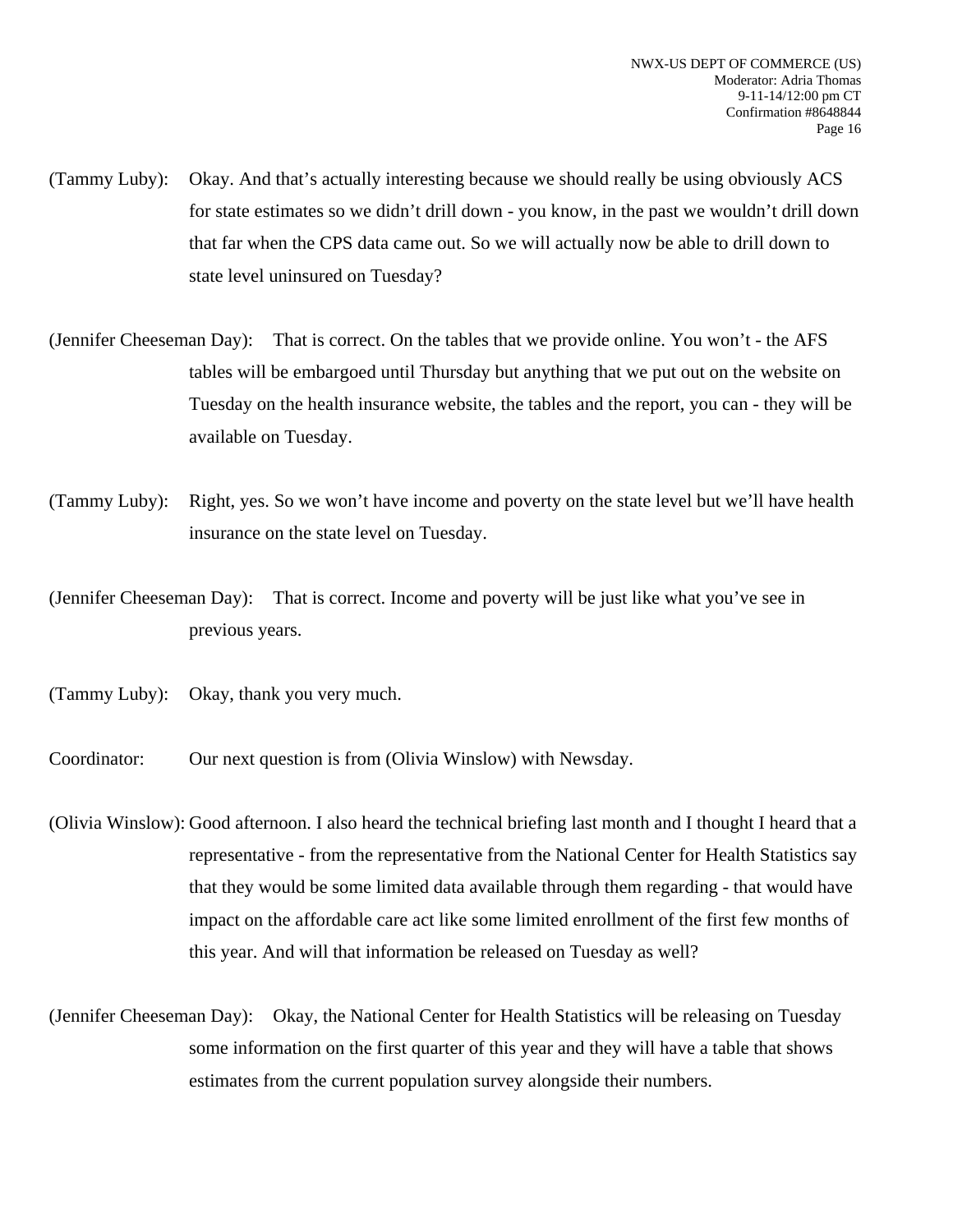(Tammy Luby): Okay. And that's actually interesting because we should really be using obviously ACS for state estimates so we didn't drill down - you know, in the past we wouldn't drill down that far when the CPS data came out. So we will actually now be able to drill down to state level uninsured on Tuesday?

(Jennifer Cheeseman Day): That is correct. On the tables that we provide online. You won't - the AFS tables will be embargoed until Thursday but anything that we put out on the website on Tuesday on the health insurance website, the tables and the report, you can - they will be available on Tuesday.

(Tammy Luby): Right, yes. So we won't have income and poverty on the state level but we'll have health insurance on the state level on Tuesday.

(Jennifer Cheeseman Day): That is correct. Income and poverty will be just like what you've see in previous years.

(Tammy Luby): Okay, thank you very much.

Coordinator: Our next question is from (Olivia Winslow) with Newsday.

(Olivia Winslow): Good afternoon. I also heard the technical briefing last month and I thought I heard that a representative - from the representative from the National Center for Health Statistics say that they would be some limited data available through them regarding - that would have impact on the affordable care act like some limited enrollment of the first few months of this year. And will that information be released on Tuesday as well?

(Jennifer Cheeseman Day): Okay, the National Center for Health Statistics will be releasing on Tuesday some information on the first quarter of this year and they will have a table that shows estimates from the current population survey alongside their numbers.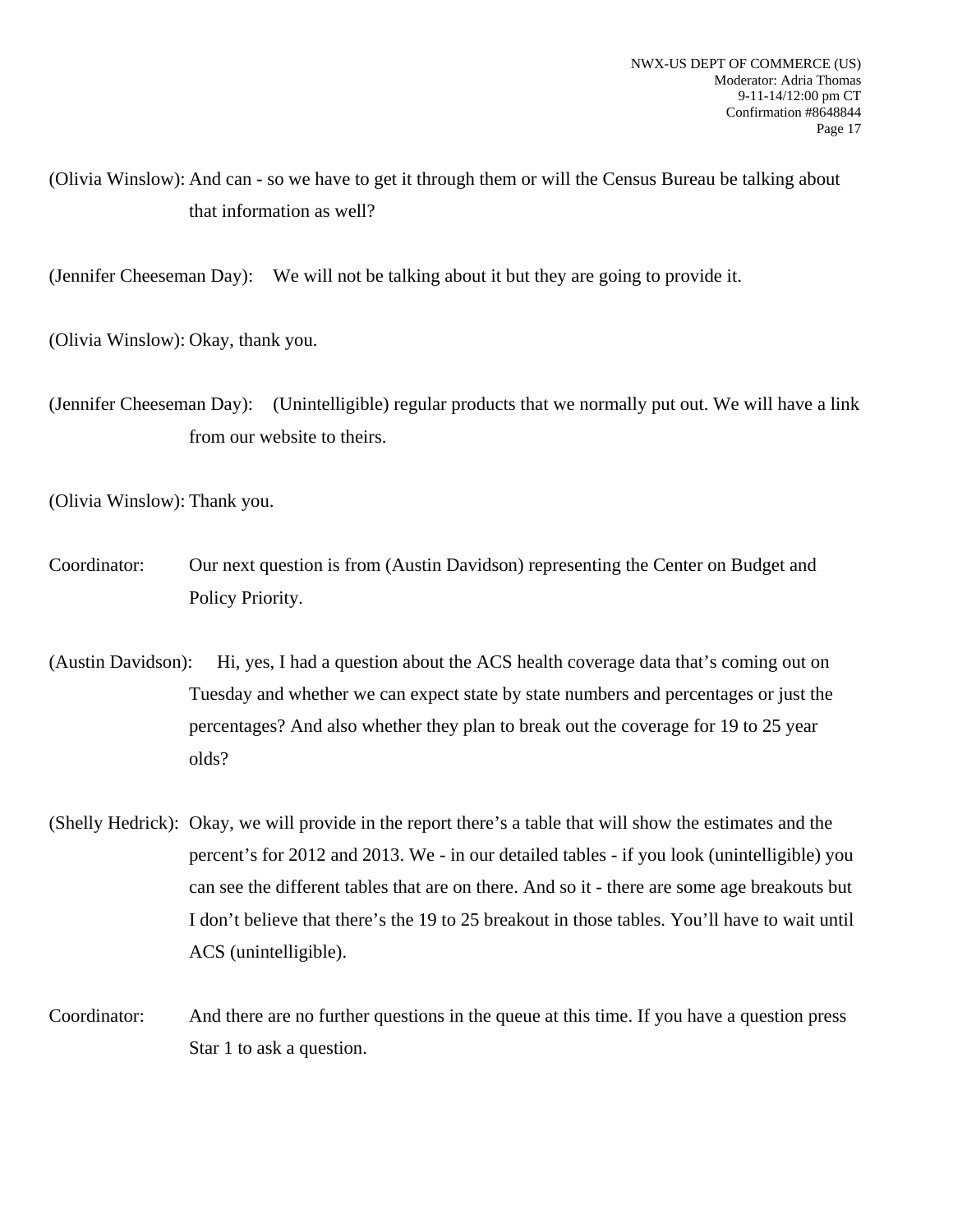(Olivia Winslow): And can - so we have to get it through them or will the Census Bureau be talking about that information as well?

(Jennifer Cheeseman Day): We will not be talking about it but they are going to provide it.

(Olivia Winslow): Okay, thank you.

(Jennifer Cheeseman Day): (Unintelligible) regular products that we normally put out. We will have a link from our website to theirs.

(Olivia Winslow): Thank you.

Coordinator: Our next question is from (Austin Davidson) representing the Center on Budget and Policy Priority.

(Austin Davidson): Hi, yes, I had a question about the ACS health coverage data that's coming out on Tuesday and whether we can expect state by state numbers and percentages or just the percentages? And also whether they plan to break out the coverage for 19 to 25 year olds?

(Shelly Hedrick): Okay, we will provide in the report there's a table that will show the estimates and the percent's for 2012 and 2013. We - in our detailed tables - if you look (unintelligible) you can see the different tables that are on there. And so it - there are some age breakouts but I don't believe that there's the 19 to 25 breakout in those tables. You'll have to wait until ACS (unintelligible).

Coordinator: And there are no further questions in the queue at this time. If you have a question press Star 1 to ask a question.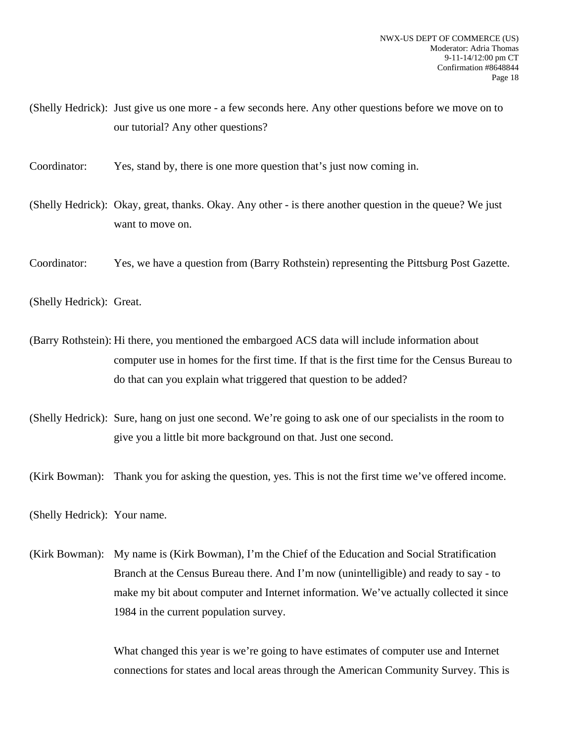(Shelly Hedrick): Just give us one more - a few seconds here. Any other questions before we move on to our tutorial? Any other questions?

Coordinator: Yes, stand by, there is one more question that's just now coming in.

(Shelly Hedrick): Okay, great, thanks. Okay. Any other - is there another question in the queue? We just want to move on.

Coordinator: Yes, we have a question from (Barry Rothstein) representing the Pittsburg Post Gazette.

(Shelly Hedrick): Great.

(Barry Rothstein): Hi there, you mentioned the embargoed ACS data will include information about computer use in homes for the first time. If that is the first time for the Census Bureau to do that can you explain what triggered that question to be added?

(Shelly Hedrick): Sure, hang on just one second. We're going to ask one of our specialists in the room to give you a little bit more background on that. Just one second.

(Kirk Bowman): Thank you for asking the question, yes. This is not the first time we've offered income.

(Shelly Hedrick): Your name.

(Kirk Bowman): My name is (Kirk Bowman), I'm the Chief of the Education and Social Stratification Branch at the Census Bureau there. And I'm now (unintelligible) and ready to say - to make my bit about computer and Internet information. We've actually collected it since 1984 in the current population survey.

What changed this year is we're going to have estimates of computer use and Internet connections for states and local areas through the American Community Survey. This is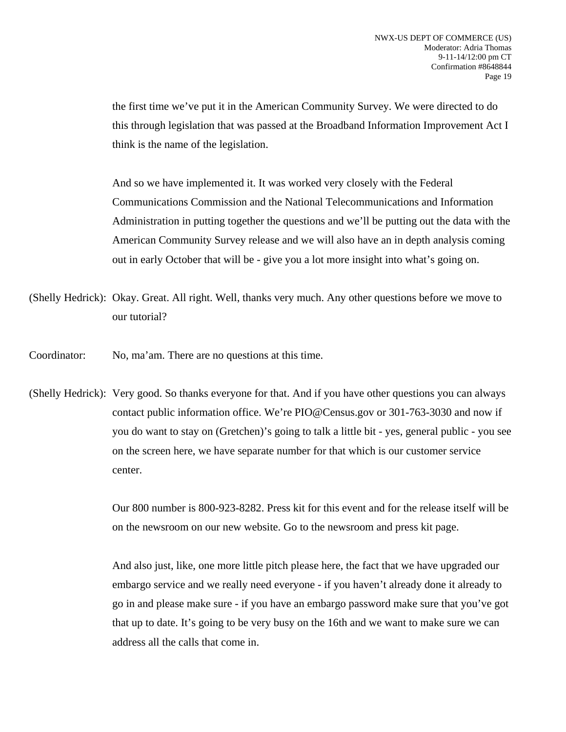the first time we've put it in the American Community Survey. We were directed to do this through legislation that was passed at the Broadband Information Improvement Act I think is the name of the legislation.

And so we have implemented it. It was worked very closely with the Federal Communications Commission and the National Telecommunications and Information Administration in putting together the questions and we'll be putting out the data with the American Community Survey release and we will also have an in depth analysis coming out in early October that will be - give you a lot more insight into what's going on.

(Shelly Hedrick): Okay. Great. All right. Well, thanks very much. Any other questions before we move to our tutorial?

Coordinator: No, ma'am. There are no questions at this time.

(Shelly Hedrick): Very good. So thanks everyone for that. And if you have other questions you can always contact public information office. We're PIO@Census.gov or 301-763-3030 and now if you do want to stay on (Gretchen)'s going to talk a little bit - yes, general public - you see on the screen here, we have separate number for that which is our customer service center.

Our 800 number is 800-923-8282. Press kit for this event and for the release itself will be on the newsroom on our new website. Go to the newsroom and press kit page.

And also just, like, one more little pitch please here, the fact that we have upgraded our embargo service and we really need everyone - if you haven't already done it already to go in and please make sure - if you have an embargo password make sure that you've got that up to date. It's going to be very busy on the 16th and we want to make sure we can address all the calls that come in.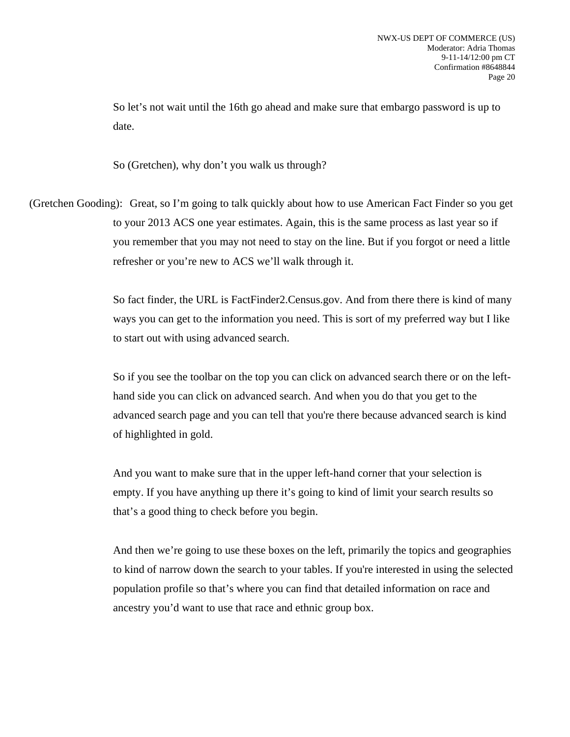So let’s not wait until the 16th go ahead and make sure that embargo password is up to date.

So (Gretchen), why don’t you walk us through?

(Gretchen Gooding): Great, so I’m going to talk quickly about how to use American Fact Finder so you get to your 2013 ACS one year estimates. Again, this is the same process as last year so if you remember that you may not need to stay on the line. But if you forgot or need a little refresher or you’re new to ACS we’ll walk through it.

So fact finder, the URL is FactFinder2.Census.gov. And from there there is kind of many ways you can get to the information you need. This is sort of my preferred way but I like to start out with using advanced search.

So if you see the toolbar on the top you can click on advanced search there or on the left-hand side you can click on advanced search. And when you do that you get to the advanced search page and you can tell that you're there because advanced search is kind of highlighted in gold.

And you want to make sure that in the upper left-hand corner that your selection is empty. If you have anything up there it’s going to kind of limit your search results so that’s a good thing to check before you begin.

And then we’re going to use these boxes on the left, primarily the topics and geographies to kind of narrow down the search to your tables. If you're interested in using the selected population profile so that’s where you can find that detailed information on race and ancestry you’d want to use that race and ethnic group box.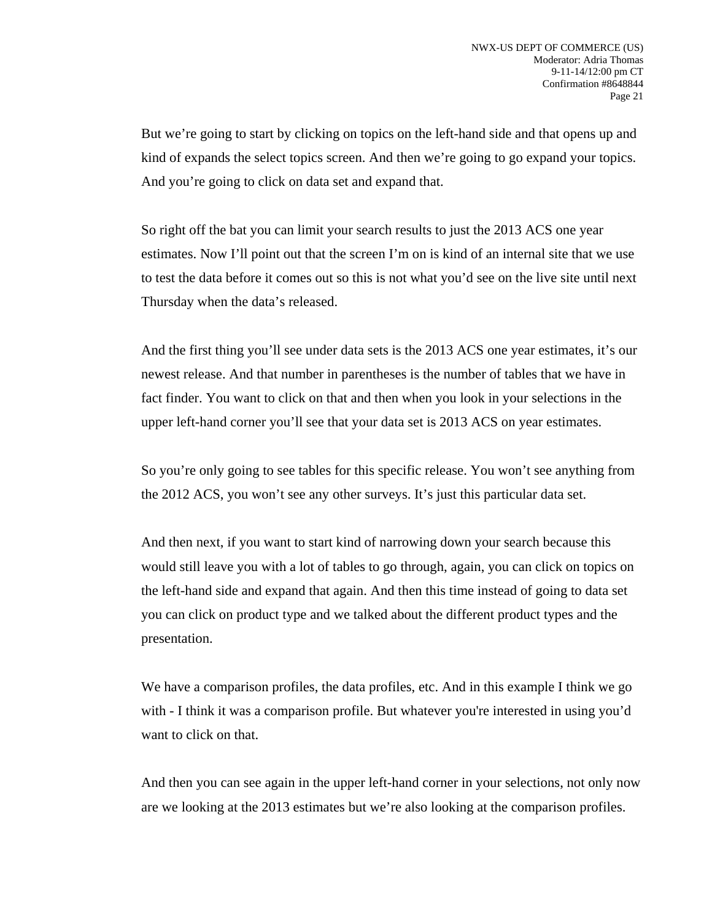But we're going to start by clicking on topics on the left-hand side and that opens up and kind of expands the select topics screen. And then we're going to go expand your topics. And you're going to click on data set and expand that.

So right off the bat you can limit your search results to just the 2013 ACS one year estimates. Now I'll point out that the screen I'm on is kind of an internal site that we use to test the data before it comes out so this is not what you'd see on the live site until next Thursday when the data's released.

And the first thing you'll see under data sets is the 2013 ACS one year estimates, it's our newest release. And that number in parentheses is the number of tables that we have in fact finder. You want to click on that and then when you look in your selections in the upper left-hand corner you'll see that your data set is 2013 ACS on year estimates.

So you're only going to see tables for this specific release. You won't see anything from the 2012 ACS, you won't see any other surveys. It's just this particular data set.

And then next, if you want to start kind of narrowing down your search because this would still leave you with a lot of tables to go through, again, you can click on topics on the left-hand side and expand that again. And then this time instead of going to data set you can click on product type and we talked about the different product types and the presentation.

We have a comparison profiles, the data profiles, etc. And in this example I think we go with - I think it was a comparison profile. But whatever you're interested in using you'd want to click on that.

And then you can see again in the upper left-hand corner in your selections, not only now are we looking at the 2013 estimates but we're also looking at the comparison profiles.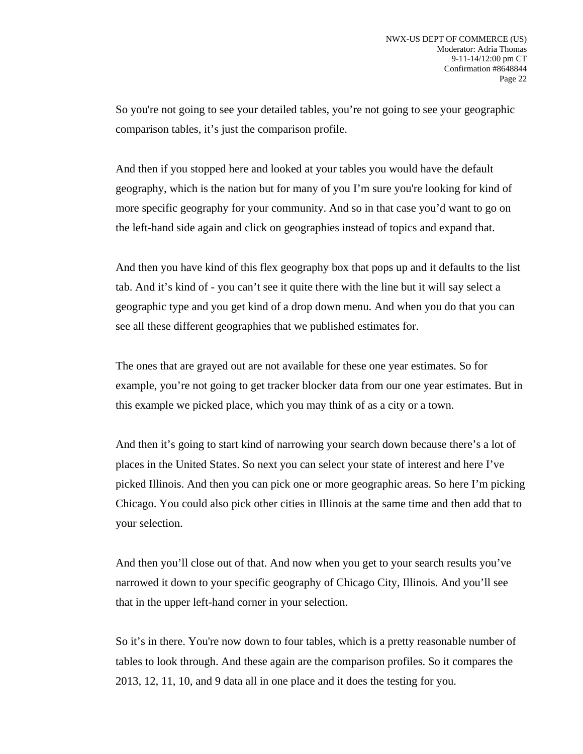So you're not going to see your detailed tables, you're not going to see your geographic comparison tables, it's just the comparison profile.

And then if you stopped here and looked at your tables you would have the default geography, which is the nation but for many of you I'm sure you're looking for kind of more specific geography for your community. And so in that case you'd want to go on the left-hand side again and click on geographies instead of topics and expand that.

And then you have kind of this flex geography box that pops up and it defaults to the list tab. And it's kind of - you can't see it quite there with the line but it will say select a geographic type and you get kind of a drop down menu. And when you do that you can see all these different geographies that we published estimates for.

The ones that are grayed out are not available for these one year estimates. So for example, you're not going to get tracker blocker data from our one year estimates. But in this example we picked place, which you may think of as a city or a town.

And then it's going to start kind of narrowing your search down because there's a lot of places in the United States. So next you can select your state of interest and here I've picked Illinois. And then you can pick one or more geographic areas. So here I'm picking Chicago. You could also pick other cities in Illinois at the same time and then add that to your selection.

And then you'll close out of that. And now when you get to your search results you've narrowed it down to your specific geography of Chicago City, Illinois. And you'll see that in the upper left-hand corner in your selection.

So it's in there. You're now down to four tables, which is a pretty reasonable number of tables to look through. And these again are the comparison profiles. So it compares the 2013, 12, 11, 10, and 9 data all in one place and it does the testing for you.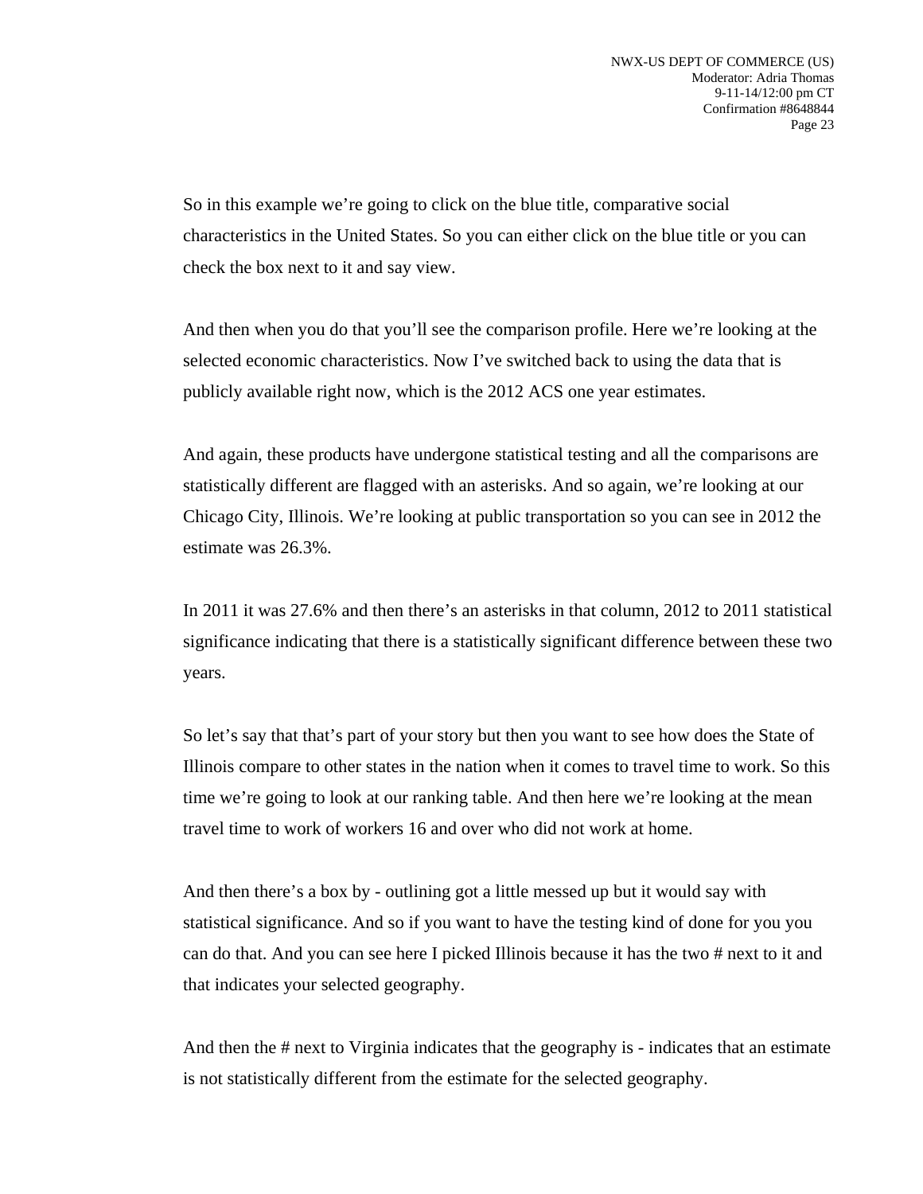So in this example we're going to click on the blue title, comparative social characteristics in the United States. So you can either click on the blue title or you can check the box next to it and say view.

And then when you do that you'll see the comparison profile. Here we're looking at the selected economic characteristics. Now I've switched back to using the data that is publicly available right now, which is the 2012 ACS one year estimates.

And again, these products have undergone statistical testing and all the comparisons are statistically different are flagged with an asterisks. And so again, we're looking at our Chicago City, Illinois. We're looking at public transportation so you can see in 2012 the estimate was 26.3%.

In 2011 it was 27.6% and then there's an asterisks in that column, 2012 to 2011 statistical significance indicating that there is a statistically significant difference between these two years.

So let's say that that's part of your story but then you want to see how does the State of Illinois compare to other states in the nation when it comes to travel time to work. So this time we're going to look at our ranking table. And then here we're looking at the mean travel time to work of workers 16 and over who did not work at home.

And then there's a box by - outlining got a little messed up but it would say with statistical significance. And so if you want to have the testing kind of done for you you can do that. And you can see here I picked Illinois because it has the two # next to it and that indicates your selected geography.

And then the # next to Virginia indicates that the geography is - indicates that an estimate is not statistically different from the estimate for the selected geography.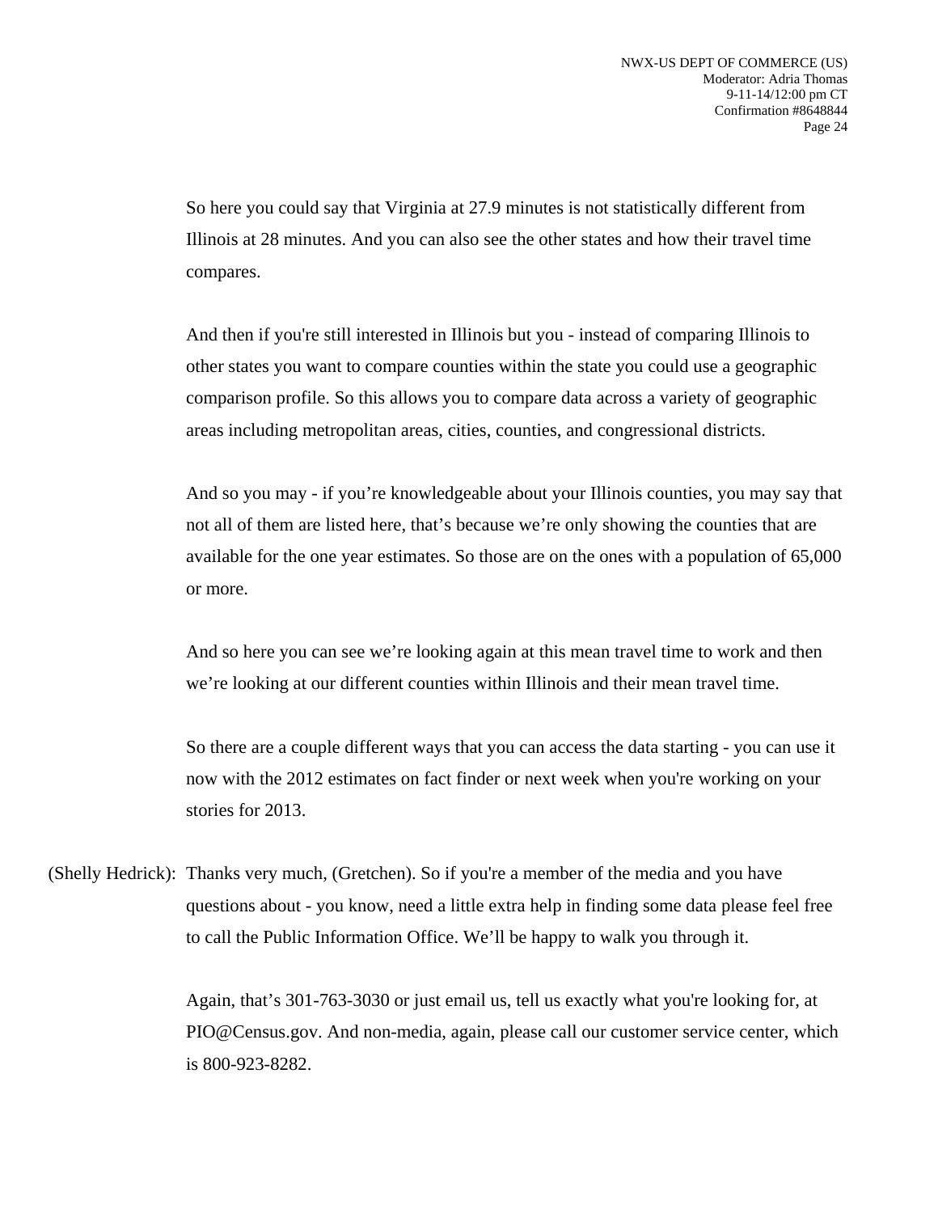So here you could say that Virginia at 27.9 minutes is not statistically different from Illinois at 28 minutes. And you can also see the other states and how their travel time compares.

And then if you're still interested in Illinois but you - instead of comparing Illinois to other states you want to compare counties within the state you could use a geographic comparison profile. So this allows you to compare data across a variety of geographic areas including metropolitan areas, cities, counties, and congressional districts.

And so you may - if you're knowledgeable about your Illinois counties, you may say that not all of them are listed here, that's because we're only showing the counties that are available for the one year estimates. So those are on the ones with a population of 65,000 or more.

And so here you can see we're looking again at this mean travel time to work and then we're looking at our different counties within Illinois and their mean travel time.

So there are a couple different ways that you can access the data starting - you can use it now with the 2012 estimates on fact finder or next week when you're working on your stories for 2013.

(Shelly Hedrick): Thanks very much, (Gretchen). So if you're a member of the media and you have questions about - you know, need a little extra help in finding some data please feel free to call the Public Information Office. We'll be happy to walk you through it.

Again, that's 301-763-3030 or just email us, tell us exactly what you're looking for, at PIO@Census.gov. And non-media, again, please call our customer service center, which is 800-923-8282.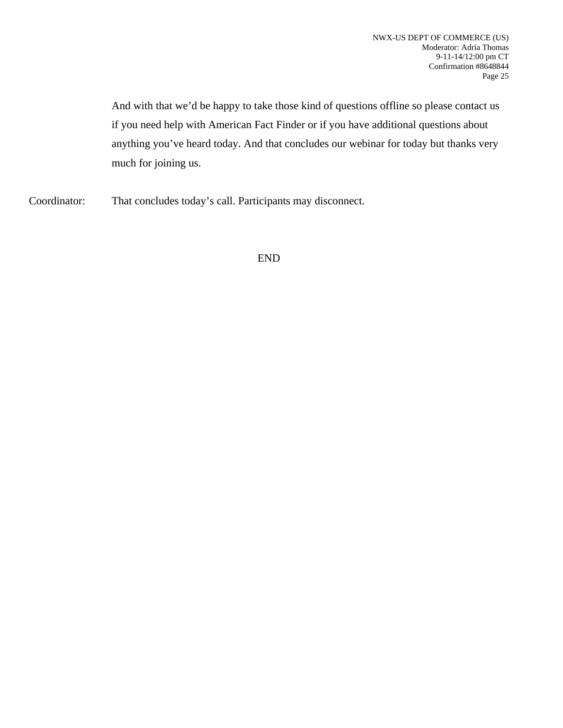And with that we'd be happy to take those kind of questions offline so please contact us if you need help with American Fact Finder or if you have additional questions about anything you've heard today. And that concludes our webinar for today but thanks very much for joining us.

Coordinator: That concludes today's call. Participants may disconnect.

END